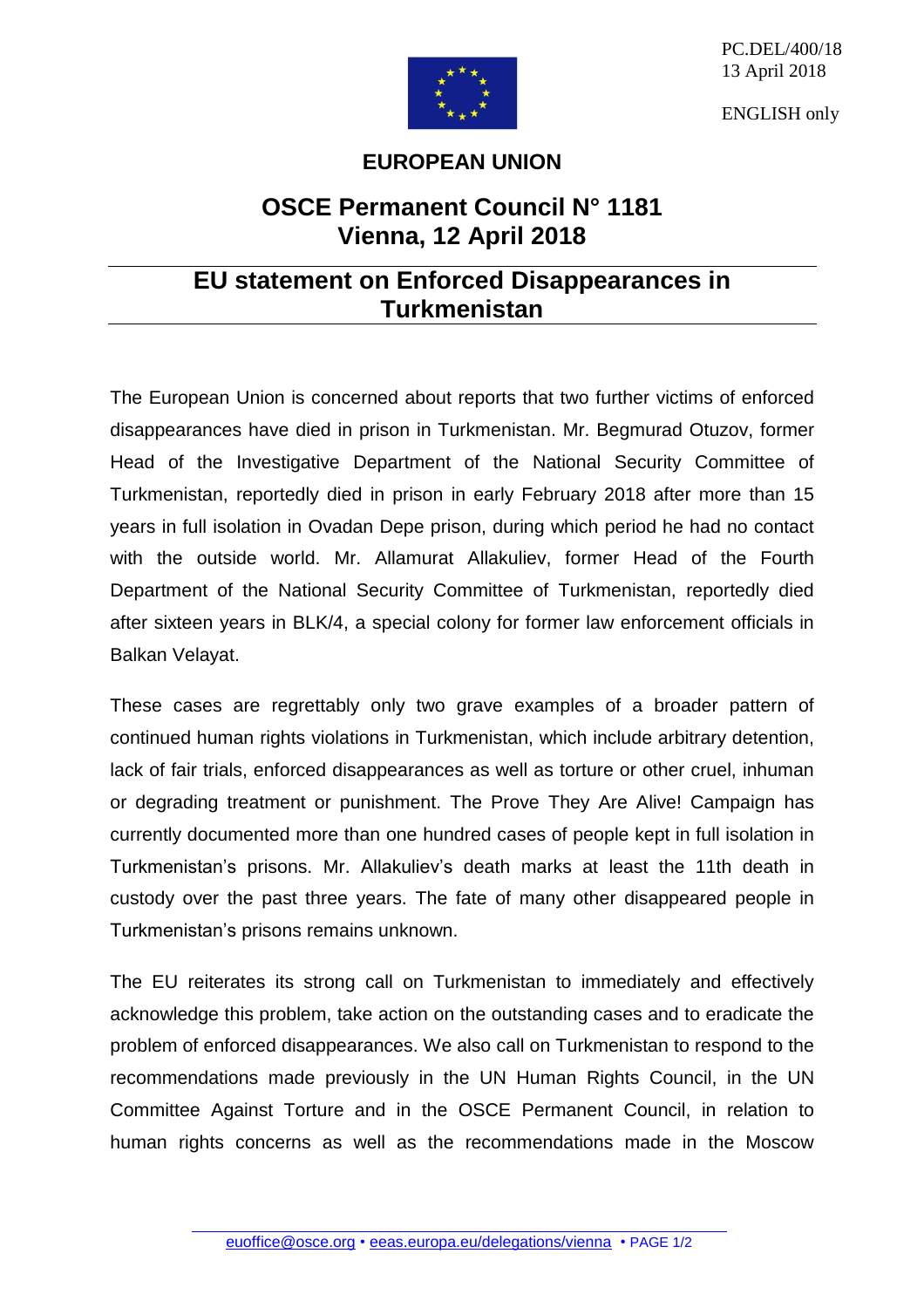PC.DEL/400/18
13 April 2018

ENGLISH only

**EUROPEAN UNION**

# OSCE Permanent Council N° 1181
# Vienna, 12 April 2018

## EU statement on Enforced Disappearances in Turkmenistan

The European Union is concerned about reports that two further victims of enforced disappearances have died in prison in Turkmenistan. Mr. Begmurad Otuzov, former Head of the Investigative Department of the National Security Committee of Turkmenistan, reportedly died in prison in early February 2018 after more than 15 years in full isolation in Ovadan Depe prison, during which period he had no contact with the outside world. Mr. Allamurat Allakuliev, former Head of the Fourth Department of the National Security Committee of Turkmenistan, reportedly died after sixteen years in BLK/4, a special colony for former law enforcement officials in Balkan Velayat.

These cases are regrettably only two grave examples of a broader pattern of continued human rights violations in Turkmenistan, which include arbitrary detention, lack of fair trials, enforced disappearances as well as torture or other cruel, inhuman or degrading treatment or punishment. The Prove They Are Alive! Campaign has currently documented more than one hundred cases of people kept in full isolation in Turkmenistan's prisons. Mr. Allakuliev's death marks at least the 11th death in custody over the past three years. The fate of many other disappeared people in Turkmenistan's prisons remains unknown.

The EU reiterates its strong call on Turkmenistan to immediately and effectively acknowledge this problem, take action on the outstanding cases and to eradicate the problem of enforced disappearances. We also call on Turkmenistan to respond to the recommendations made previously in the UN Human Rights Council, in the UN Committee Against Torture and in the OSCE Permanent Council, in relation to human rights concerns as well as the recommendations made in the Moscow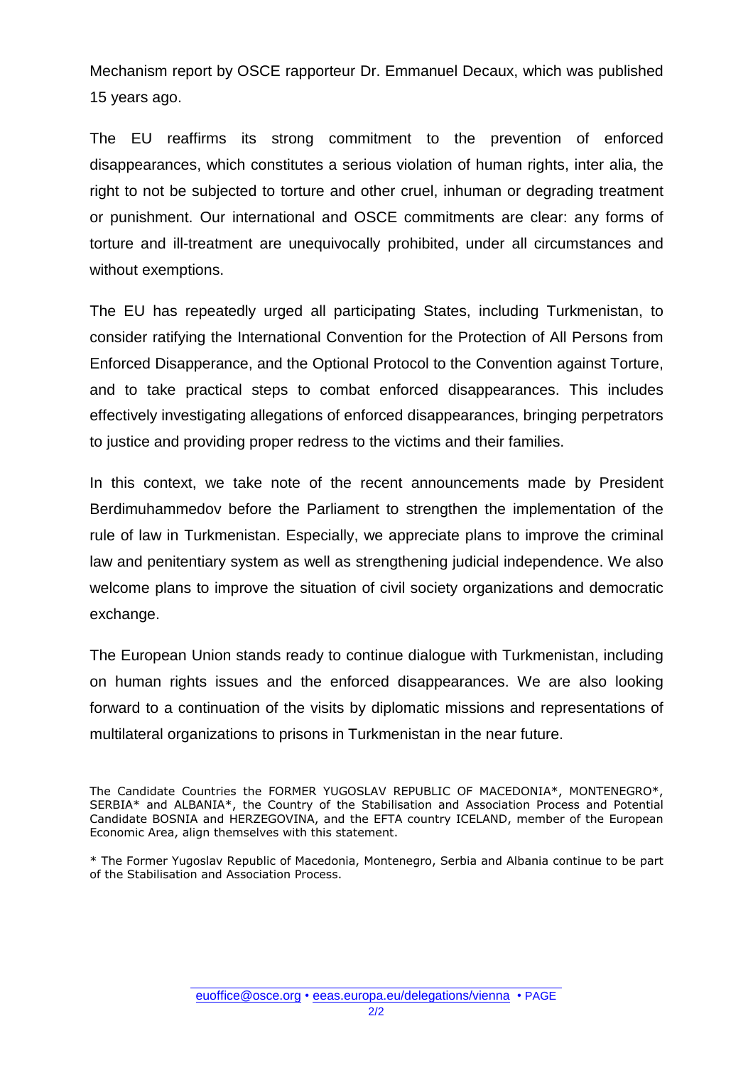Mechanism report by OSCE rapporteur Dr. Emmanuel Decaux, which was published 15 years ago.

The EU reaffirms its strong commitment to the prevention of enforced disappearances, which constitutes a serious violation of human rights, inter alia, the right to not be subjected to torture and other cruel, inhuman or degrading treatment or punishment. Our international and OSCE commitments are clear: any forms of torture and ill-treatment are unequivocally prohibited, under all circumstances and without exemptions.

The EU has repeatedly urged all participating States, including Turkmenistan, to consider ratifying the International Convention for the Protection of All Persons from Enforced Disapperance, and the Optional Protocol to the Convention against Torture, and to take practical steps to combat enforced disappearances. This includes effectively investigating allegations of enforced disappearances, bringing perpetrators to justice and providing proper redress to the victims and their families.

In this context, we take note of the recent announcements made by President Berdimuhammedov before the Parliament to strengthen the implementation of the rule of law in Turkmenistan. Especially, we appreciate plans to improve the criminal law and penitentiary system as well as strengthening judicial independence. We also welcome plans to improve the situation of civil society organizations and democratic exchange.

The European Union stands ready to continue dialogue with Turkmenistan, including on human rights issues and the enforced disappearances. We are also looking forward to a continuation of the visits by diplomatic missions and representations of multilateral organizations to prisons in Turkmenistan in the near future.

The Candidate Countries the FORMER YUGOSLAV REPUBLIC OF MACEDONIA*, MONTENEGRO*, SERBIA* and ALBANIA*, the Country of the Stabilisation and Association Process and Potential Candidate BOSNIA and HERZEGOVINA, and the EFTA country ICELAND, member of the European Economic Area, align themselves with this statement.

* The Former Yugoslav Republic of Macedonia, Montenegro, Serbia and Albania continue to be part of the Stabilisation and Association Process.

euoffice@osce.org • eeas.europa.eu/delegations/vienna